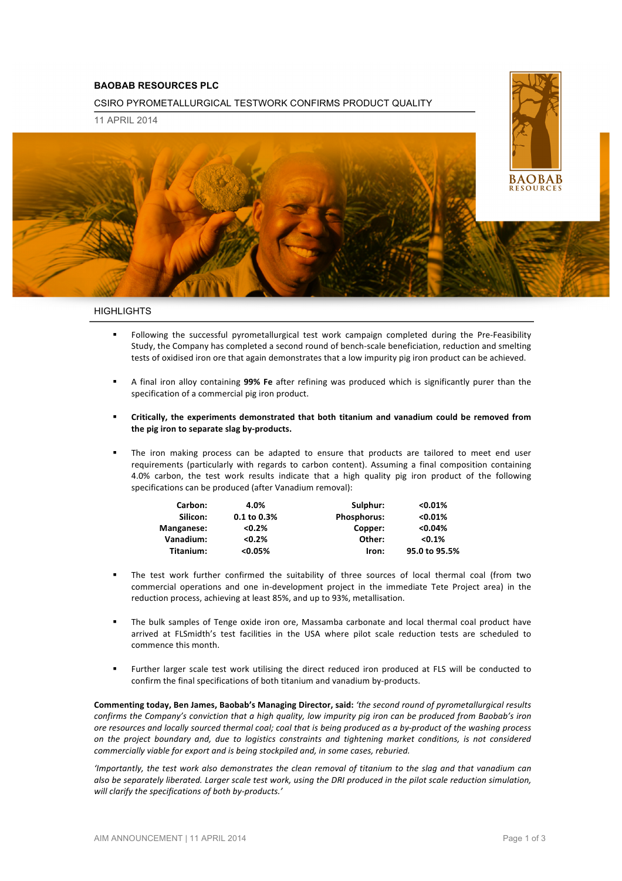**BAOBAB RESOURCES PLC**

CSIRO PYROMETALLURGICAL TESTWORK CONFIRMS PRODUCT QUALITY

11 APRIL 2014

## HIGHLIGHTS

- Following the successful pyrometallurgical test work campaign completed during the Pre-Feasibility Study, the Company has completed a second round of bench-scale beneficiation, reduction and smelting tests of oxidised iron ore that again demonstrates that a low impurity pig iron product can be achieved.

- A final iron alloy containing **99% Fe** after refining was produced which is significantly purer than the specification of a commercial pig iron product.

- **Critically, the experiments demonstrated that both titanium and vanadium could be removed from the pig iron to separate slag by-products.**

- The iron making process can be adapted to ensure that products are tailored to meet end user requirements (particularly with regards to carbon content). Assuming a final composition containing 4.0% carbon, the test work results indicate that a high quality pig iron product of the following specifications can be produced (after Vanadium removal):

| | | | |
|---|---|---|---|
| **Carbon:** | **4.0%** | **Sulphur:** | **<0.01%** |
| **Silicon:** | **0.1 to 0.3%** | **Phosphorus:** | **<0.01%** |
| **Manganese:** | **<0.2%** | **Copper:** | **<0.04%** |
| **Vanadium:** | **<0.2%** | **Other:** | **<0.1%** |
| **Titanium:** | **<0.05%** | **Iron:** | **95.0 to 95.5%** |

- The test work further confirmed the suitability of three sources of local thermal coal (from two commercial operations and one in-development project in the immediate Tete Project area) in the reduction process, achieving at least 85%, and up to 93%, metallisation.

- The bulk samples of Tenge oxide iron ore, Massamba carbonate and local thermal coal product have arrived at FLSmidth's test facilities in the USA where pilot scale reduction tests are scheduled to commence this month.

- Further larger scale test work utilising the direct reduced iron produced at FLS will be conducted to confirm the final specifications of both titanium and vanadium by-products.

**Commenting today, Ben James, Baobab's Managing Director, said:** *'the second round of pyrometallurgical results confirms the Company's conviction that a high quality, low impurity pig iron can be produced from Baobab's iron ore resources and locally sourced thermal coal; coal that is being produced as a by-product of the washing process on the project boundary and, due to logistics constraints and tightening market conditions, is not considered commercially viable for export and is being stockpiled and, in some cases, reburied.*

*'Importantly, the test work also demonstrates the clean removal of titanium to the slag and that vanadium can also be separately liberated. Larger scale test work, using the DRI produced in the pilot scale reduction simulation, will clarify the specifications of both by-products.'*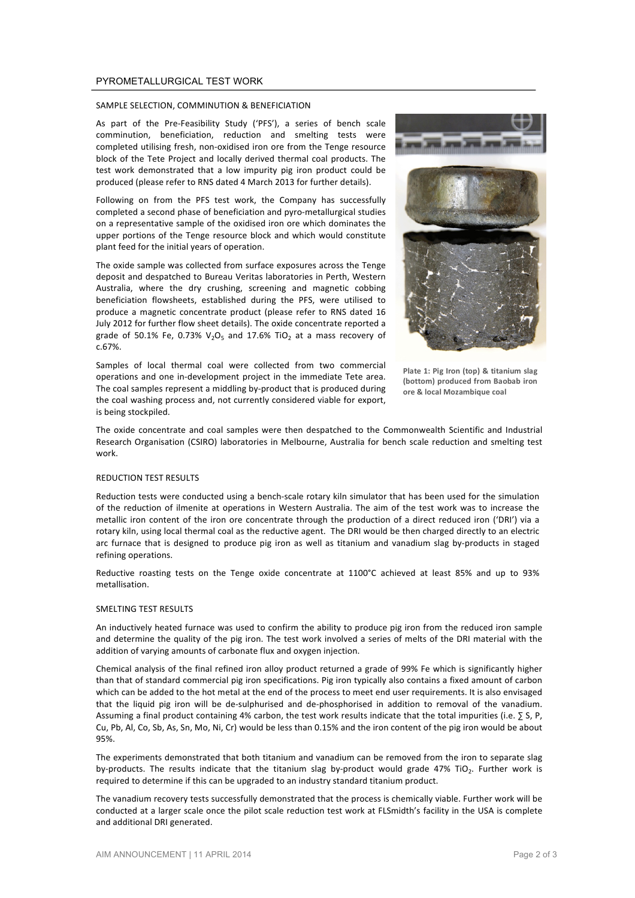## PYROMETALLURGICAL TEST WORK

### SAMPLE SELECTION, COMMINUTION & BENEFICIATION

As part of the Pre-Feasibility Study ('PFS'), a series of bench scale comminution, beneficiation, reduction and smelting tests were completed utilising fresh, non-oxidised iron ore from the Tenge resource block of the Tete Project and locally derived thermal coal products. The test work demonstrated that a low impurity pig iron product could be produced (please refer to RNS dated 4 March 2013 for further details).

Following on from the PFS test work, the Company has successfully completed a second phase of beneficiation and pyro-metallurgical studies on a representative sample of the oxidised iron ore which dominates the upper portions of the Tenge resource block and which would constitute plant feed for the initial years of operation.

The oxide sample was collected from surface exposures across the Tenge deposit and despatched to Bureau Veritas laboratories in Perth, Western Australia, where the dry crushing, screening and magnetic cobbing beneficiation flowsheets, established during the PFS, were utilised to produce a magnetic concentrate product (please refer to RNS dated 16 July 2012 for further flow sheet details). The oxide concentrate reported a grade of 50.1% Fe, 0.73% $V_2O_5$ and 17.6% $TiO_2$ at a mass recovery of c.67%.

Samples of local thermal coal were collected from two commercial operations and one in-development project in the immediate Tete area. The coal samples represent a middling by-product that is produced during the coal washing process and, not currently considered viable for export, is being stockpiled.

**Plate 1: Pig Iron (top) & titanium slag (bottom) produced from Baobab iron ore & local Mozambique coal**

The oxide concentrate and coal samples were then despatched to the Commonwealth Scientific and Industrial Research Organisation (CSIRO) laboratories in Melbourne, Australia for bench scale reduction and smelting test work.

### REDUCTION TEST RESULTS

Reduction tests were conducted using a bench-scale rotary kiln simulator that has been used for the simulation of the reduction of ilmenite at operations in Western Australia. The aim of the test work was to increase the metallic iron content of the iron ore concentrate through the production of a direct reduced iron ('DRI') via a rotary kiln, using local thermal coal as the reductive agent. The DRI would be then charged directly to an electric arc furnace that is designed to produce pig iron as well as titanium and vanadium slag by-products in staged refining operations.

Reductive roasting tests on the Tenge oxide concentrate at 1100°C achieved at least 85% and up to 93% metallisation.

### SMELTING TEST RESULTS

An inductively heated furnace was used to confirm the ability to produce pig iron from the reduced iron sample and determine the quality of the pig iron. The test work involved a series of melts of the DRI material with the addition of varying amounts of carbonate flux and oxygen injection.

Chemical analysis of the final refined iron alloy product returned a grade of 99% Fe which is significantly higher than that of standard commercial pig iron specifications. Pig iron typically also contains a fixed amount of carbon which can be added to the hot metal at the end of the process to meet end user requirements. It is also envisaged that the liquid pig iron will be de-sulphurised and de-phosphorised in addition to removal of the vanadium. Assuming a final product containing 4% carbon, the test work results indicate that the total impurities (i.e. ∑ S, P, Cu, Pb, Al, Co, Sb, As, Sn, Mo, Ni, Cr) would be less than 0.15% and the iron content of the pig iron would be about 95%.

The experiments demonstrated that both titanium and vanadium can be removed from the iron to separate slag by-products. The results indicate that the titanium slag by-product would grade 47% $TiO_2$. Further work is required to determine if this can be upgraded to an industry standard titanium product.

The vanadium recovery tests successfully demonstrated that the process is chemically viable. Further work will be conducted at a larger scale once the pilot scale reduction test work at FLSmidth's facility in the USA is complete and additional DRI generated.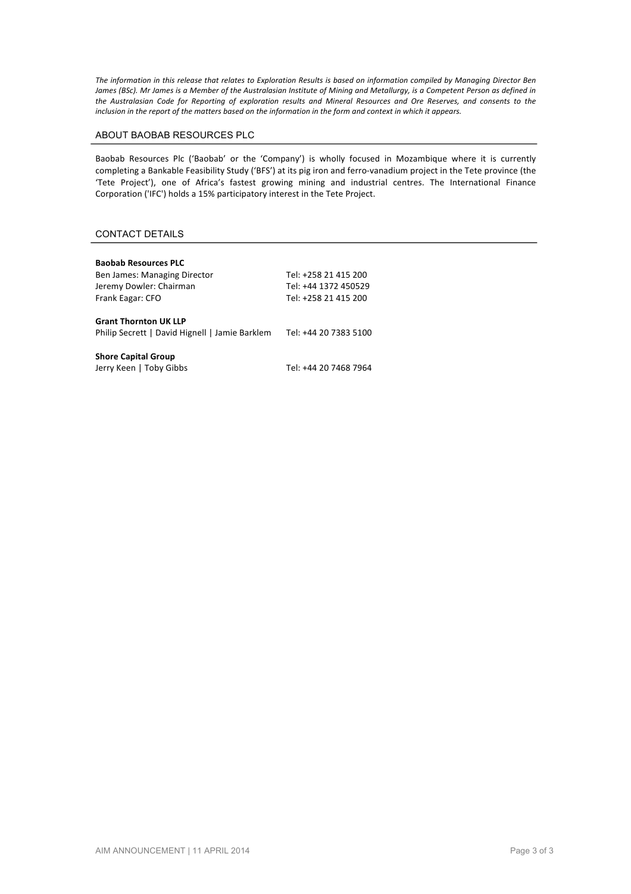*The information in this release that relates to Exploration Results is based on information compiled by Managing Director Ben James (BSc). Mr James is a Member of the Australasian Institute of Mining and Metallurgy, is a Competent Person as defined in the Australasian Code for Reporting of exploration results and Mineral Resources and Ore Reserves, and consents to the inclusion in the report of the matters based on the information in the form and context in which it appears.*

## ABOUT BAOBAB RESOURCES PLC

Baobab Resources Plc ('Baobab' or the 'Company') is wholly focused in Mozambique where it is currently completing a Bankable Feasibility Study ('BFS') at its pig iron and ferro-vanadium project in the Tete province (the 'Tete Project'), one of Africa's fastest growing mining and industrial centres. The International Finance Corporation ('IFC') holds a 15% participatory interest in the Tete Project.

## CONTACT DETAILS

| | |
|---|---|
| **Baobab Resources PLC** | |
| Ben James: Managing Director | Tel: +258 21 415 200 |
| Jeremy Dowler: Chairman | Tel: +44 1372 450529 |
| Frank Eagar: CFO | Tel: +258 21 415 200 |
| **Grant Thornton UK LLP** | |
| Philip Secrett \| David Hignell \| Jamie Barklem | Tel: +44 20 7383 5100 |
| **Shore Capital Group** | |
| Jerry Keen \| Toby Gibbs | Tel: +44 20 7468 7964 |